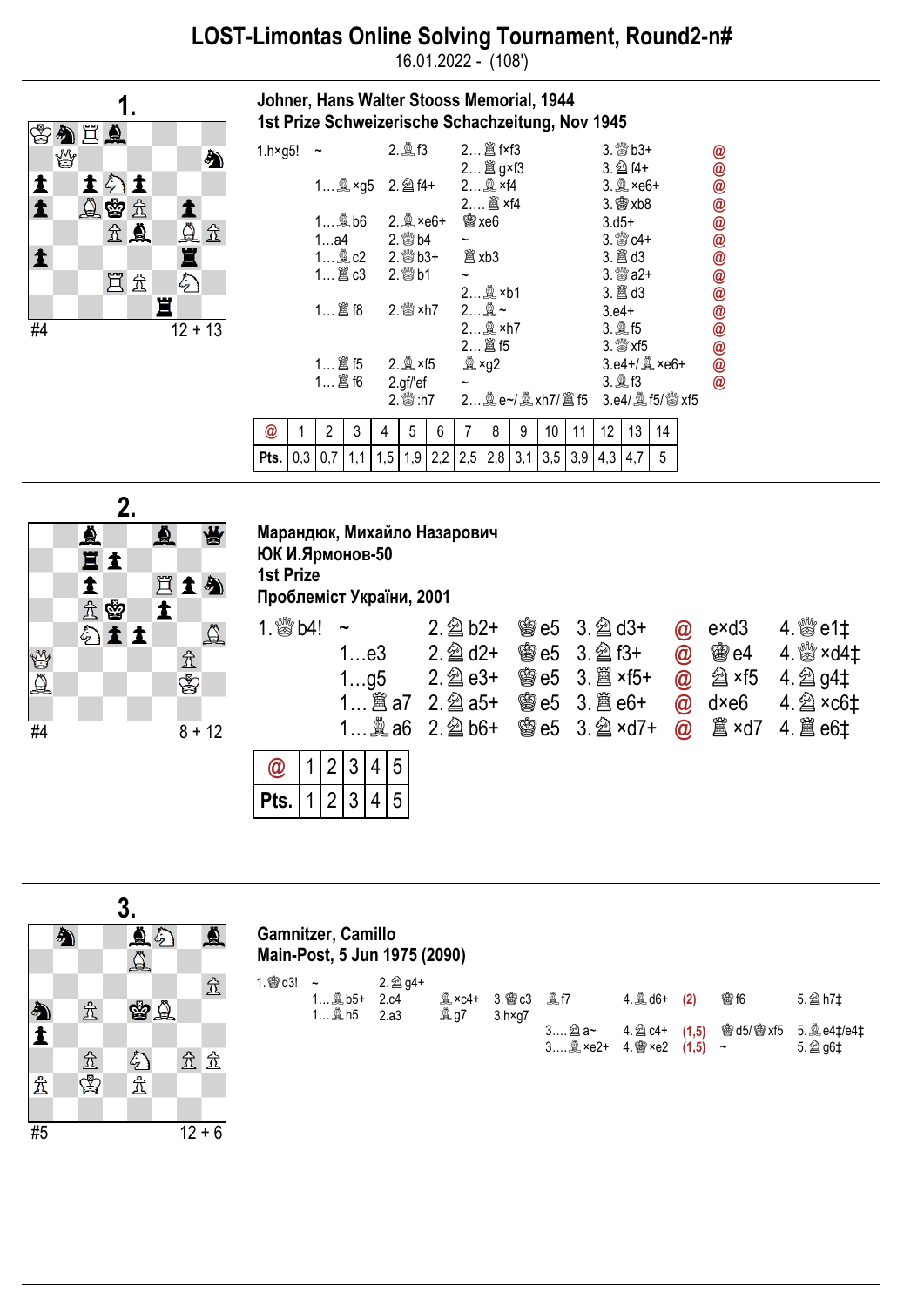# LOST-Limontas Online Solving Tournament, Round2-n#

16.01.2022 - (108')

## 1.

#4 12 + 13

**Johner, Hans Walter Stooss Memorial, 1944**
**1st Prize Schweizerische Schachzeitung, Nov 1945**

| | | | | |
|---|---|---|---|---|
| 1.h×g5! ~ | 2.♗f3 | 2…♖f×f3 | 3.♕b3+ | @ |
| | | 2…♖g×f3 | 3.♘f4+ | @ |
| 1…♗×g5 | 2.♘f4+ | 2…♗×f4 | 3.♗×e6+ | @ |
| | | 2….♖×f4 | 3.♔xb8 | @ |
| 1…♗b6 | 2.♗×e6+ | ♔xe6 | 3.d5+ | @ |
| 1…a4 | 2.♕b4 | ~ | 3.♕c4+ | @ |
| 1…♗c2 | 2.♕b3+ | ♖xb3 | 3.♖d3 | @ |
| 1…♖c3 | 2.♕b1 | ~ | 3.♕a2+ | @ |
| | | 2…♗×b1 | 3.♖d3 | @ |
| 1…♖f8 | 2.♕×h7 | 2…♗~ | 3.e4+ | @ |
| | | 2…♗×h7 | 3.♗f5 | @ |
| | | 2…♖f5 | 3.♕xf5 | @ |
| 1…♖f5 | 2.♗×f5 | ♗×g2 | 3.e4+/♗×e6+ | @ |
| 1…♖f6 | 2.gf/'ef | ~ | 3.♗f3 | @ |
| | 2.♕:h7 | 2…♗e~/♗xh7/♖f5 | 3.e4/♗f5/♕xf5 | |

| @ | 1 | 2 | 3 | 4 | 5 | 6 | 7 | 8 | 9 | 10 | 11 | 12 | 13 | 14 |
|---|---|---|---|---|---|---|---|---|---|---|---|---|---|---|
| Pts. | 0,3 | 0,7 | 1,1 | 1,5 | 1,9 | 2,2 | 2,5 | 2,8 | 3,1 | 3,5 | 3,9 | 4,3 | 4,7 | 5 |

## 2.

#4 8 + 12

**Марандюк, Михайло Назарович**
**ЮК И.Ярмонов-50**
**1st Prize**
**Проблеміст України, 2001**

| | | | | | | |
|---|---|---|---|---|---|---|
| 1.♕b4! ~ | 2.♘b2+ | ♔e5 | 3.♘d3+ | @ | e×d3 | 4.♕e1‡ |
| 1…e3 | 2.♘d2+ | ♔e5 | 3.♘f3+ | @ | ♔e4 | 4.♕×d4‡ |
| 1…g5 | 2.♘e3+ | ♔e5 | 3.♖×f5+ | @ | ♘×f5 | 4.♘g4‡ |
| 1…♖a7 | 2.♘a5+ | ♔e5 | 3.♖e6+ | @ | d×e6 | 4.♘×c6‡ |
| 1…♗a6 | 2.♘b6+ | ♔e5 | 3.♘×d7+ | @ | ♖×d7 | 4.♖e6‡ |

| @ | 1 | 2 | 3 | 4 | 5 |
|---|---|---|---|---|---|
| Pts. | 1 | 2 | 3 | 4 | 5 |

## 3.

#5 12 + 6

**Gamnitzer, Camillo**
**Main-Post, 5 Jun 1975 (2090)**

| | | | | | | | | |
|---|---|---|---|---|---|---|---|---|
| 1.♔d3! ~ | 2.♘g4+ | | | | | | | |
| 1…♗b5+ | 2.c4 | ♗×c4+ | 3.♔c3 | ♗f7 | 4.♗d6+ | (2) | ♔f6 | 5.♘h7‡ |
| 1…♗h5 | 2.a3 | ♗g7 | 3.h×g7 | | | | | |
| | | | | 3….♘a~ | 4.♘c4+ | (1,5) | ♔d5/♔xf5 | 5.♗e4‡/e4‡ |
| | | | | 3….♗×e2+ | 4.♔×e2 | (1,5) | ~ | 5.♘g6‡ |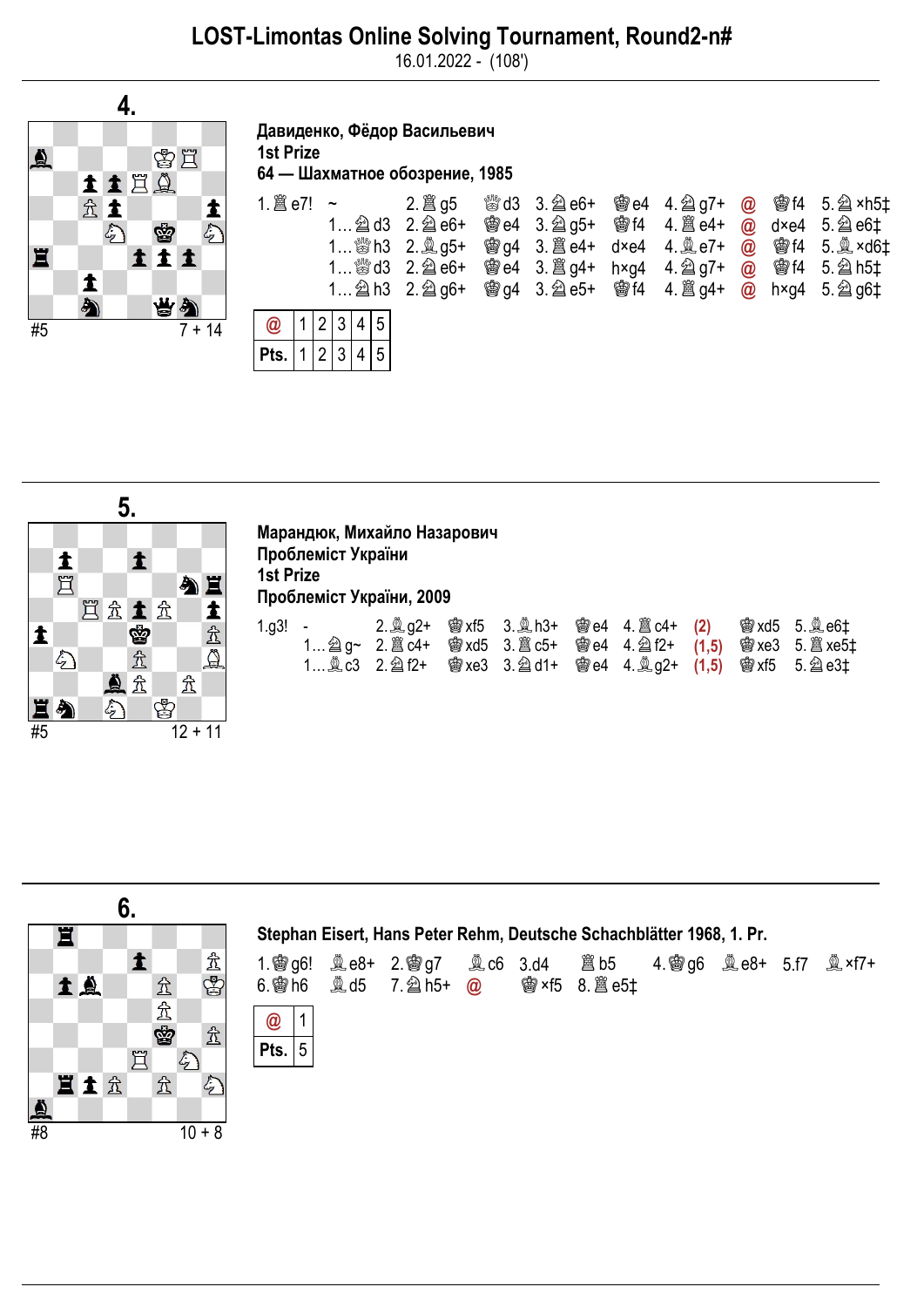# LOST-Limontas Online Solving Tournament, Round2-n#

16.01.2022 - (108')

## 4.

#5 7 + 14

**Давиденко, Фёдор Васильевич**
**1st Prize**
**64 — Шахматное обозрение, 1985**

| | | | | | | | | | | |
|---|---|---|---|---|---|---|---|---|---|---|
| 1.♖e7! | ~ | 2.♖g5 | ♕d3 | 3.♘e6+ | ♔e4 | 4.♘g7+ | @ | ♔f4 | 5.♘×h5‡ |
| | 1…♘d3 | 2.♘e6+ | ♔e4 | 3.♘g5+ | ♔f4 | 4.♖e4+ | @ | d×e4 | 5.♘e6‡ |
| | 1…♕h3 | 2.♗g5+ | ♔g4 | 3.♖e4+ | d×e4 | 4.♗e7+ | @ | ♔f4 | 5.♗×d6‡ |
| | 1…♕d3 | 2.♘e6+ | ♔e4 | 3.♖g4+ | h×g4 | 4.♘g7+ | @ | ♔f4 | 5.♘h5‡ |
| | 1…♘h3 | 2.♘g6+ | ♔g4 | 3.♘e5+ | ♔f4 | 4.♖g4+ | @ | h×g4 | 5.♘g6‡ |

| @ | 1 | 2 | 3 | 4 | 5 |
|---|---|---|---|---|---|
| Pts. | 1 | 2 | 3 | 4 | 5 |

## 5.

#5 12 + 11

**Марандюк, Михайло Назарович**
**Проблеміст України**
**1st Prize**
**Проблеміст України, 2009**

| | | | | | | | | | |
|---|---|---|---|---|---|---|---|---|---|
| 1.g3! | - | 2.♗g2+ | ♔xf5 | 3.♗h3+ | ♔e4 | 4.♖c4+ | (2) | ♔xd5 | 5.♗e6‡ |
| | 1…♘g~ | 2.♖c4+ | ♔xd5 | 3.♖c5+ | ♔e4 | 4.♘f2+ | (1,5) | ♔xe3 | 5.♖xe5‡ |
| | 1…♗c3 | 2.♘f2+ | ♔xe3 | 3.♘d1+ | ♔e4 | 4.♗g2+ | (1,5) | ♔xf5 | 5.♘e3‡ |

## 6.

#8 10 + 8

**Stephan Eisert, Hans Peter Rehm, Deutsche Schachblätter 1968, 1. Pr.**

1.♔g6! ♗e8+ 2.♔g7 ♗c6 3.d4 ♖b5 4.♔g6 ♗e8+ 5.f7 ♗×f7+ 6.♔h6 ♗d5 7.♘h5+ @ ♔×f5 8.♖e5‡

| @ | 1 |
|---|---|
| Pts. | 5 |